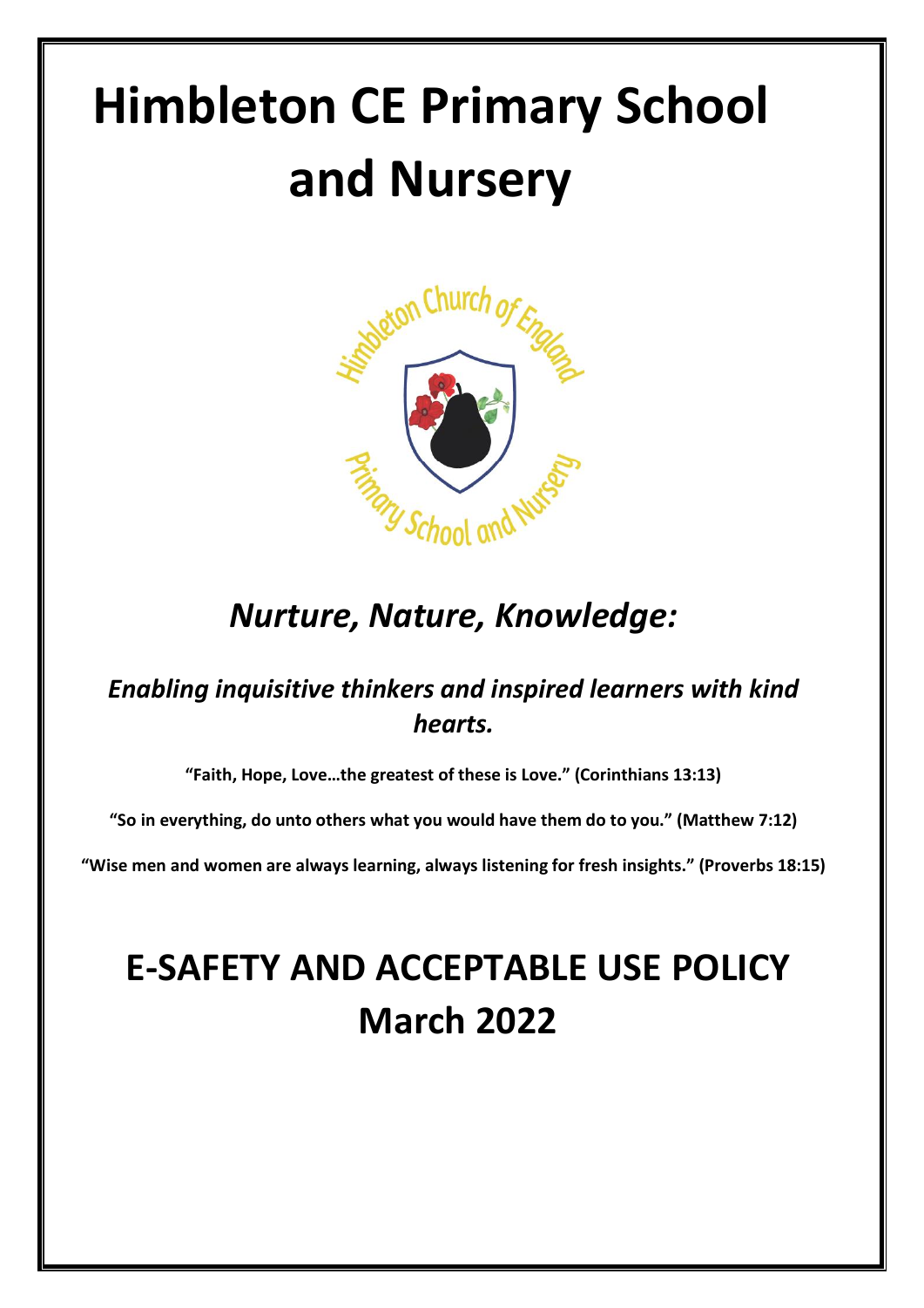# Himbleton CE Primary School and Nursery

## *Nurture, Nature, Knowledge:*

### *Enabling inquisitive thinkers and inspired learners with kind hearts.*

**"Faith, Hope, Love…the greatest of these is Love." (Corinthians 13:13)**

**"So in everything, do unto others what you would have them do to you." (Matthew 7:12)**

**"Wise men and women are always learning, always listening for fresh insights." (Proverbs 18:15)**

# E-SAFETY AND ACCEPTABLE USE POLICY March 2022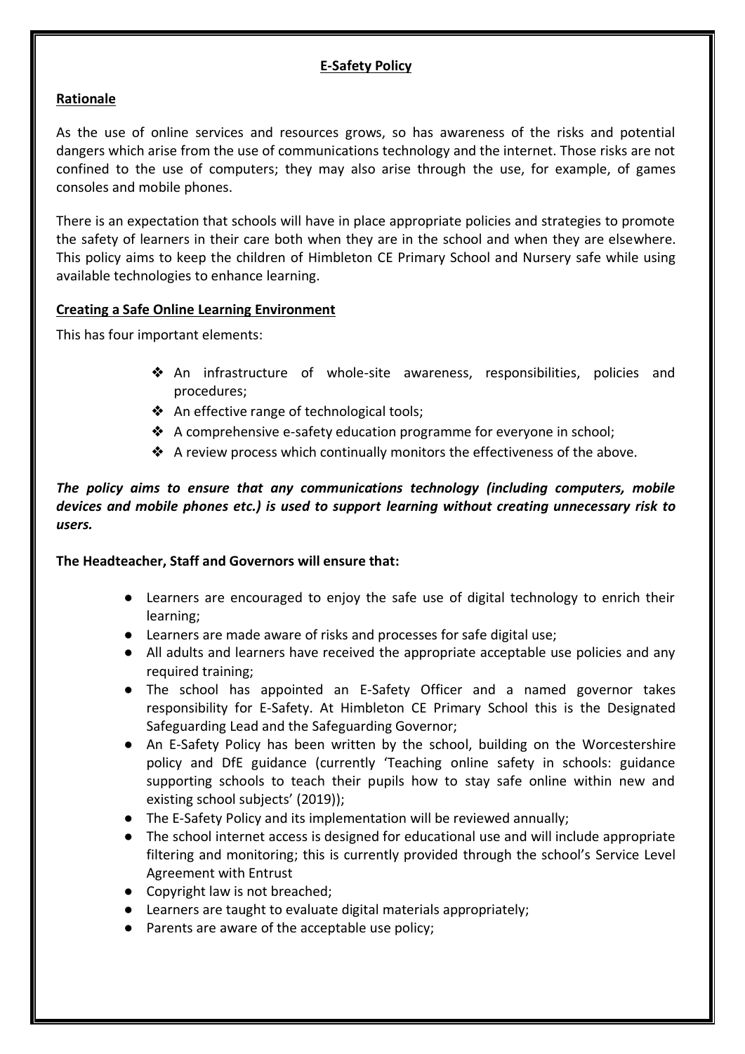## E-Safety Policy

### Rationale

As the use of online services and resources grows, so has awareness of the risks and potential dangers which arise from the use of communications technology and the internet. Those risks are not confined to the use of computers; they may also arise through the use, for example, of games consoles and mobile phones.

There is an expectation that schools will have in place appropriate policies and strategies to promote the safety of learners in their care both when they are in the school and when they are elsewhere. This policy aims to keep the children of Himbleton CE Primary School and Nursery safe while using available technologies to enhance learning.

### Creating a Safe Online Learning Environment

This has four important elements:

- An infrastructure of whole-site awareness, responsibilities, policies and procedures;
- An effective range of technological tools;
- A comprehensive e-safety education programme for everyone in school;
- A review process which continually monitors the effectiveness of the above.

***The policy aims to ensure that any communications technology (including computers, mobile devices and mobile phones etc.) is used to support learning without creating unnecessary risk to users.***

**The Headteacher, Staff and Governors will ensure that:**

- Learners are encouraged to enjoy the safe use of digital technology to enrich their learning;
- Learners are made aware of risks and processes for safe digital use;
- All adults and learners have received the appropriate acceptable use policies and any required training;
- The school has appointed an E-Safety Officer and a named governor takes responsibility for E-Safety. At Himbleton CE Primary School this is the Designated Safeguarding Lead and the Safeguarding Governor;
- An E-Safety Policy has been written by the school, building on the Worcestershire policy and DfE guidance (currently 'Teaching online safety in schools: guidance supporting schools to teach their pupils how to stay safe online within new and existing school subjects' (2019));
- The E-Safety Policy and its implementation will be reviewed annually;
- The school internet access is designed for educational use and will include appropriate filtering and monitoring; this is currently provided through the school's Service Level Agreement with Entrust
- Copyright law is not breached;
- Learners are taught to evaluate digital materials appropriately;
- Parents are aware of the acceptable use policy;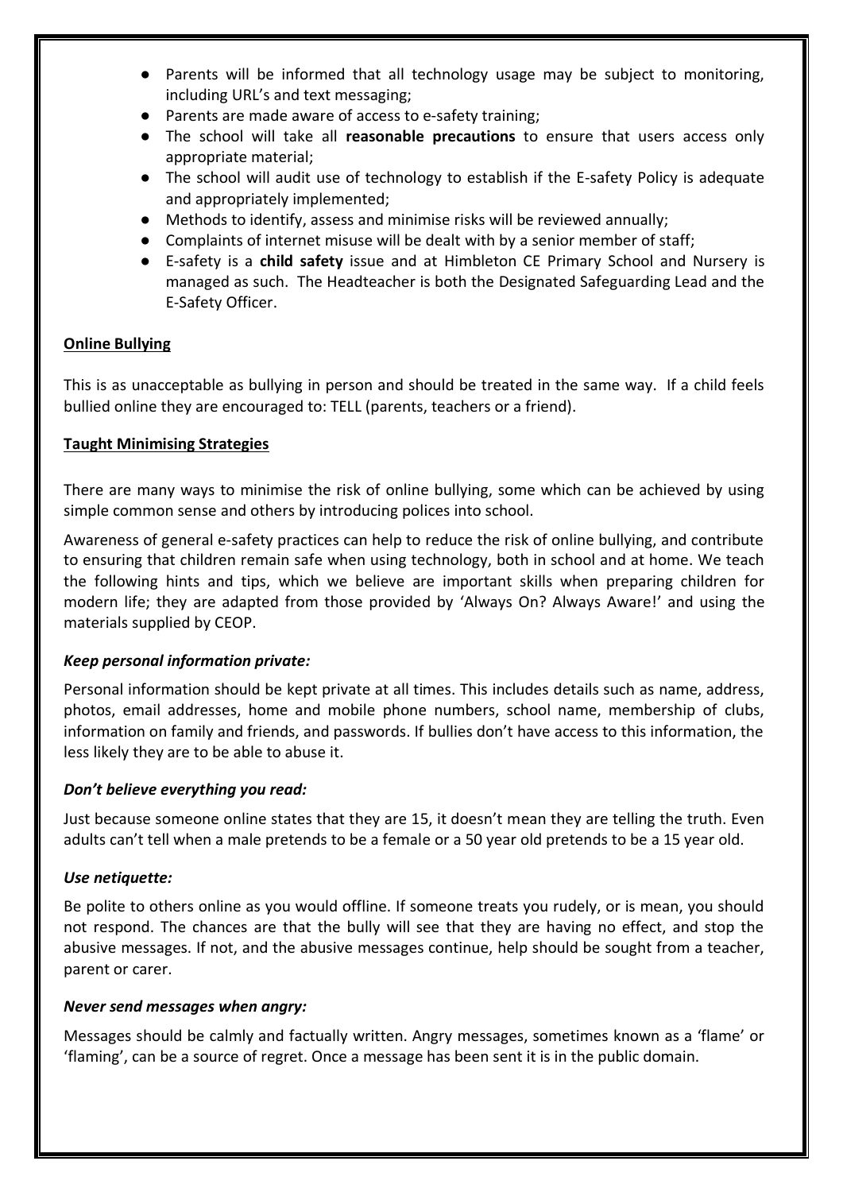- Parents will be informed that all technology usage may be subject to monitoring, including URL's and text messaging;
- Parents are made aware of access to e-safety training;
- The school will take all **reasonable precautions** to ensure that users access only appropriate material;
- The school will audit use of technology to establish if the E-safety Policy is adequate and appropriately implemented;
- Methods to identify, assess and minimise risks will be reviewed annually;
- Complaints of internet misuse will be dealt with by a senior member of staff;
- E-safety is a **child safety** issue and at Himbleton CE Primary School and Nursery is managed as such. The Headteacher is both the Designated Safeguarding Lead and the E-Safety Officer.

## Online Bullying

This is as unacceptable as bullying in person and should be treated in the same way. If a child feels bullied online they are encouraged to: TELL (parents, teachers or a friend).

## Taught Minimising Strategies

There are many ways to minimise the risk of online bullying, some which can be achieved by using simple common sense and others by introducing polices into school.

Awareness of general e-safety practices can help to reduce the risk of online bullying, and contribute to ensuring that children remain safe when using technology, both in school and at home. We teach the following hints and tips, which we believe are important skills when preparing children for modern life; they are adapted from those provided by 'Always On? Always Aware!' and using the materials supplied by CEOP.

### *Keep personal information private:*

Personal information should be kept private at all times. This includes details such as name, address, photos, email addresses, home and mobile phone numbers, school name, membership of clubs, information on family and friends, and passwords. If bullies don't have access to this information, the less likely they are to be able to abuse it.

### *Don't believe everything you read:*

Just because someone online states that they are 15, it doesn't mean they are telling the truth. Even adults can't tell when a male pretends to be a female or a 50 year old pretends to be a 15 year old.

### *Use netiquette:*

Be polite to others online as you would offline. If someone treats you rudely, or is mean, you should not respond. The chances are that the bully will see that they are having no effect, and stop the abusive messages. If not, and the abusive messages continue, help should be sought from a teacher, parent or carer.

### *Never send messages when angry:*

Messages should be calmly and factually written. Angry messages, sometimes known as a 'flame' or 'flaming', can be a source of regret. Once a message has been sent it is in the public domain.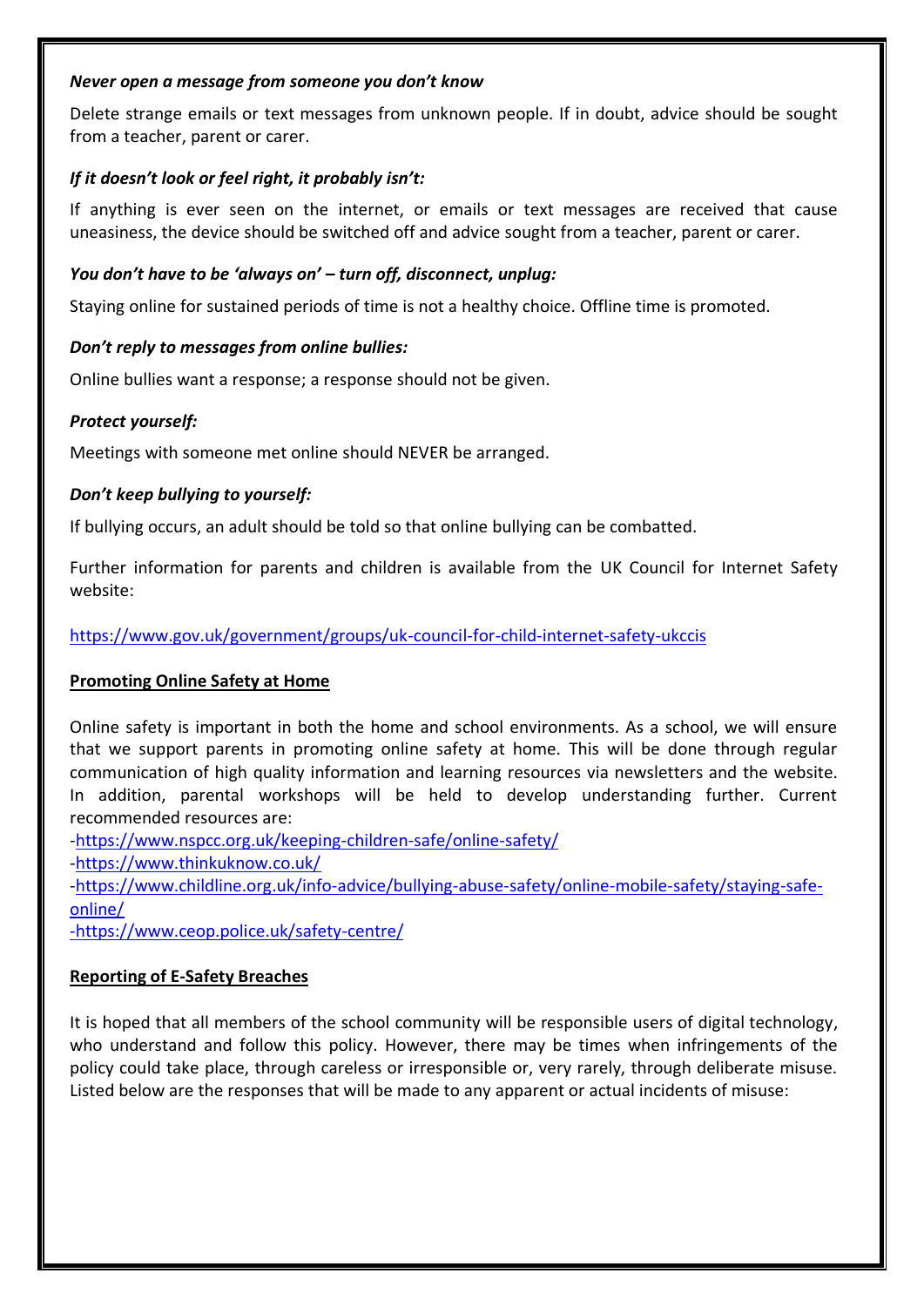***Never open a message from someone you don't know***

Delete strange emails or text messages from unknown people. If in doubt, advice should be sought from a teacher, parent or carer.

***If it doesn't look or feel right, it probably isn't:***

If anything is ever seen on the internet, or emails or text messages are received that cause uneasiness, the device should be switched off and advice sought from a teacher, parent or carer.

***You don't have to be 'always on' – turn off, disconnect, unplug:***

Staying online for sustained periods of time is not a healthy choice. Offline time is promoted.

***Don't reply to messages from online bullies:***

Online bullies want a response; a response should not be given.

***Protect yourself:***

Meetings with someone met online should NEVER be arranged.

***Don't keep bullying to yourself:***

If bullying occurs, an adult should be told so that online bullying can be combatted.

Further information for parents and children is available from the UK Council for Internet Safety website:

https://www.gov.uk/government/groups/uk-council-for-child-internet-safety-ukccis

**Promoting Online Safety at Home**

Online safety is important in both the home and school environments. As a school, we will ensure that we support parents in promoting online safety at home. This will be done through regular communication of high quality information and learning resources via newsletters and the website. In addition, parental workshops will be held to develop understanding further. Current recommended resources are:

- https://www.nspcc.org.uk/keeping-children-safe/online-safety/
- https://www.thinkuknow.co.uk/
- https://www.childline.org.uk/info-advice/bullying-abuse-safety/online-mobile-safety/staying-safe-online/
- https://www.ceop.police.uk/safety-centre/

**Reporting of E-Safety Breaches**

It is hoped that all members of the school community will be responsible users of digital technology, who understand and follow this policy. However, there may be times when infringements of the policy could take place, through careless or irresponsible or, very rarely, through deliberate misuse. Listed below are the responses that will be made to any apparent or actual incidents of misuse: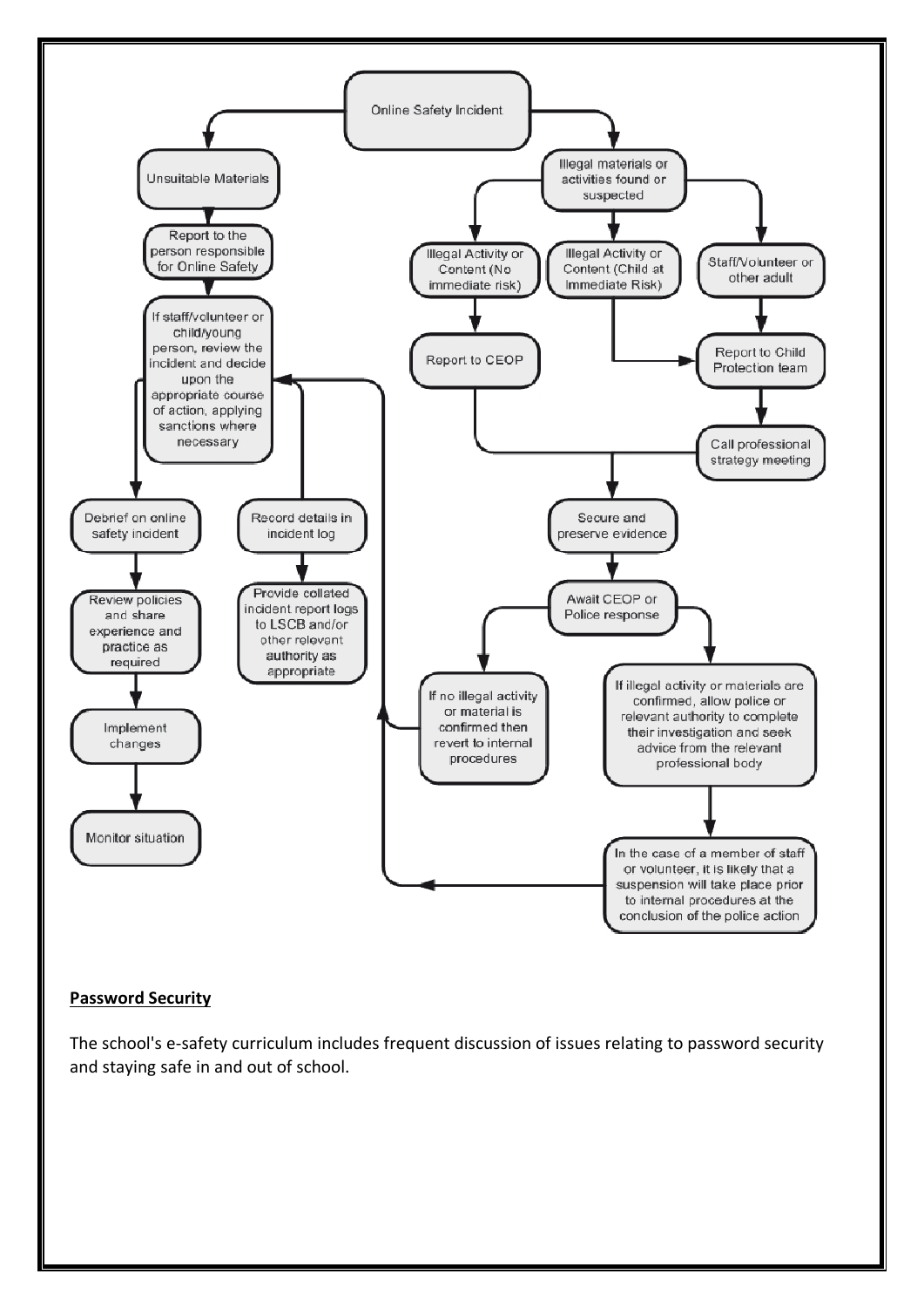Online Safety Incident

- Unsuitable Materials
  - Report to the person responsible for Online Safety
  - If staff/volunteer or child/young person, review the incident and decide upon the appropriate course of action, applying sanctions where necessary
    - Debrief on online safety incident
      - Review policies and share experience and practice as required
      - Implement changes
      - Monitor situation
    - Record details in incident log
      - Provide collated incident report logs to LSCB and/or other relevant authority as appropriate

- Illegal materials or activities found or suspected
  - Illegal Activity or Content (No immediate risk)
    - Report to CEOP
  - Illegal Activity or Content (Child at Immediate Risk)
    - Report to Child Protection team
  - Staff/Volunteer or other adult
    - Report to Child Protection team
    - Call professional strategy meeting
  - Secure and preserve evidence
  - Await CEOP or Police response
    - If no illegal activity or material is confirmed then revert to internal procedures
    - If illegal activity or materials are confirmed, allow police or relevant authority to complete their investigation and seek advice from the relevant professional body
      - In the case of a member of staff or volunteer, it is likely that a suspension will take place prior to internal procedures at the conclusion of the police action

**Password Security**

The school's e-safety curriculum includes frequent discussion of issues relating to password security and staying safe in and out of school.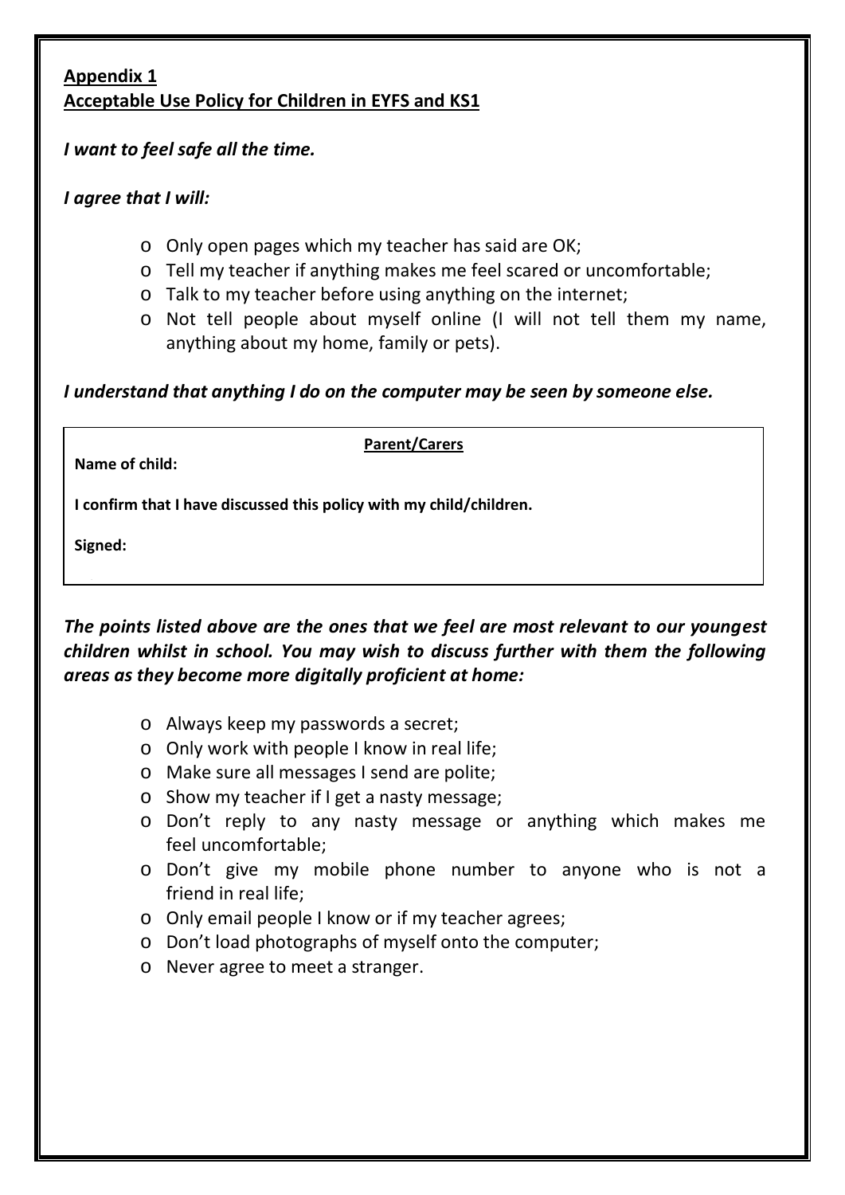**Appendix 1**
**Acceptable Use Policy for Children in EYFS and KS1**

***I want to feel safe all the time.***

***I agree that I will:***

- Only open pages which my teacher has said are OK;
- Tell my teacher if anything makes me feel scared or uncomfortable;
- Talk to my teacher before using anything on the internet;
- Not tell people about myself online (I will not tell them my name, anything about my home, family or pets).

***I understand that anything I do on the computer may be seen by someone else.***

**Parent/Carers**

**Name of child:**

**I confirm that I have discussed this policy with my child/children.**

**Signed:**

***The points listed above are the ones that we feel are most relevant to our youngest children whilst in school. You may wish to discuss further with them the following areas as they become more digitally proficient at home:***

- Always keep my passwords a secret;
- Only work with people I know in real life;
- Make sure all messages I send are polite;
- Show my teacher if I get a nasty message;
- Don't reply to any nasty message or anything which makes me feel uncomfortable;
- Don't give my mobile phone number to anyone who is not a friend in real life;
- Only email people I know or if my teacher agrees;
- Don't load photographs of myself onto the computer;
- Never agree to meet a stranger.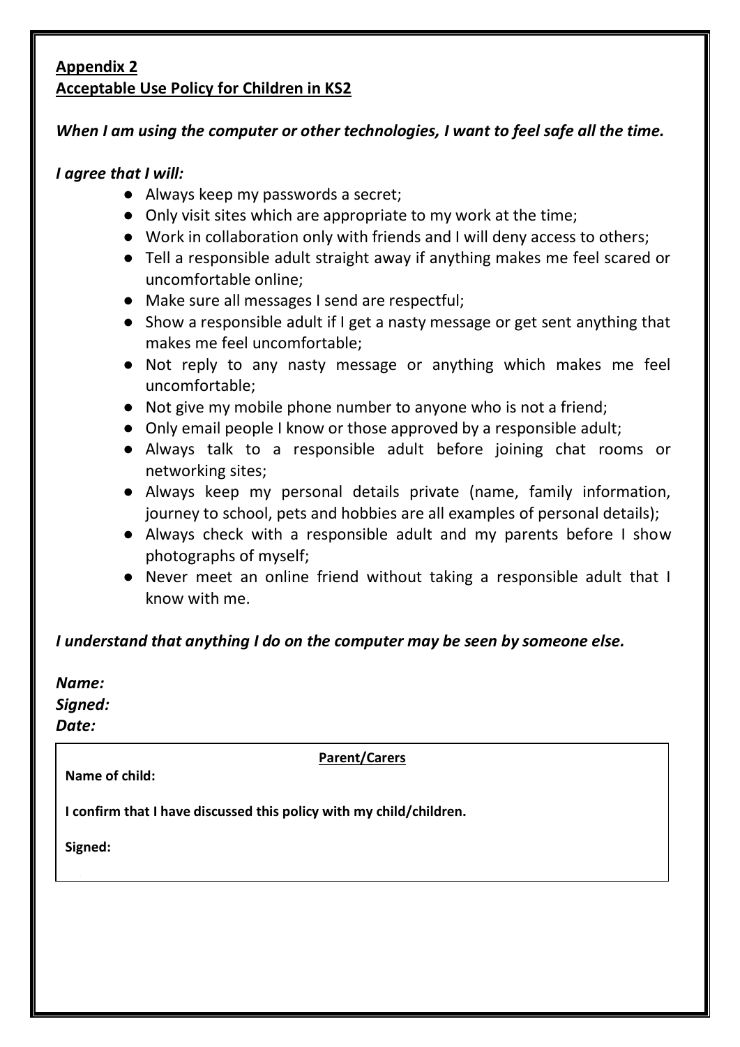**Appendix 2**
**Acceptable Use Policy for Children in KS2**

***When I am using the computer or other technologies, I want to feel safe all the time.***

***I agree that I will:***

- Always keep my passwords a secret;
- Only visit sites which are appropriate to my work at the time;
- Work in collaboration only with friends and I will deny access to others;
- Tell a responsible adult straight away if anything makes me feel scared or uncomfortable online;
- Make sure all messages I send are respectful;
- Show a responsible adult if I get a nasty message or get sent anything that makes me feel uncomfortable;
- Not reply to any nasty message or anything which makes me feel uncomfortable;
- Not give my mobile phone number to anyone who is not a friend;
- Only email people I know or those approved by a responsible adult;
- Always talk to a responsible adult before joining chat rooms or networking sites;
- Always keep my personal details private (name, family information, journey to school, pets and hobbies are all examples of personal details);
- Always check with a responsible adult and my parents before I show photographs of myself;
- Never meet an online friend without taking a responsible adult that I know with me.

***I understand that anything I do on the computer may be seen by someone else.***

***Name:***
***Signed:***
***Date:***

**Parent/Carers**

**Name of child:**

**I confirm that I have discussed this policy with my child/children.**

**Signed:**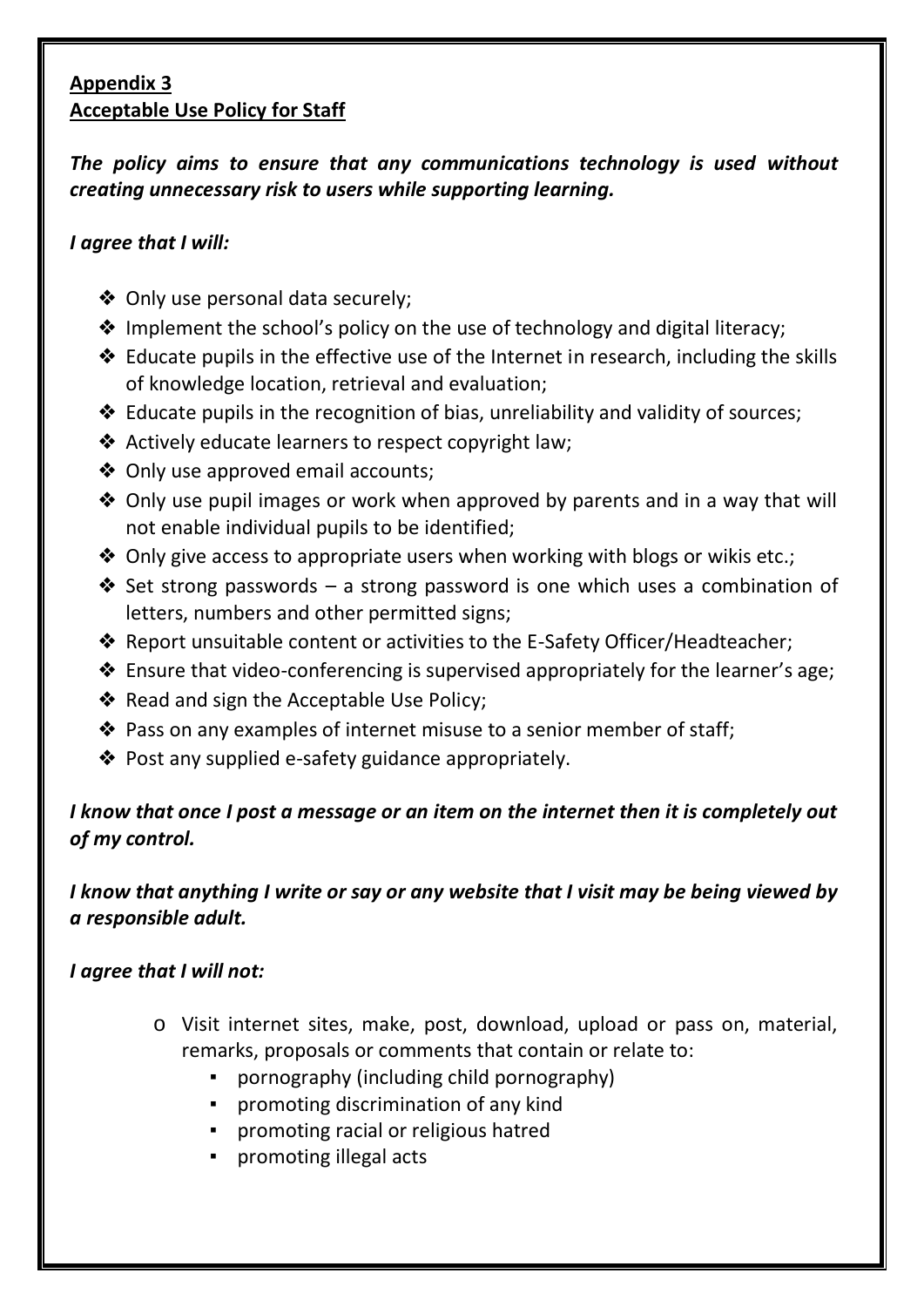**Appendix 3**
**Acceptable Use Policy for Staff**

***The policy aims to ensure that any communications technology is used without creating unnecessary risk to users while supporting learning.***

***I agree that I will:***

- Only use personal data securely;
- Implement the school's policy on the use of technology and digital literacy;
- Educate pupils in the effective use of the Internet in research, including the skills of knowledge location, retrieval and evaluation;
- Educate pupils in the recognition of bias, unreliability and validity of sources;
- Actively educate learners to respect copyright law;
- Only use approved email accounts;
- Only use pupil images or work when approved by parents and in a way that will not enable individual pupils to be identified;
- Only give access to appropriate users when working with blogs or wikis etc.;
- Set strong passwords – a strong password is one which uses a combination of letters, numbers and other permitted signs;
- Report unsuitable content or activities to the E-Safety Officer/Headteacher;
- Ensure that video-conferencing is supervised appropriately for the learner's age;
- Read and sign the Acceptable Use Policy;
- Pass on any examples of internet misuse to a senior member of staff;
- Post any supplied e-safety guidance appropriately.

***I know that once I post a message or an item on the internet then it is completely out of my control.***

***I know that anything I write or say or any website that I visit may be being viewed by a responsible adult.***

***I agree that I will not:***

- Visit internet sites, make, post, download, upload or pass on, material, remarks, proposals or comments that contain or relate to:
  - pornography (including child pornography)
  - promoting discrimination of any kind
  - promoting racial or religious hatred
  - promoting illegal acts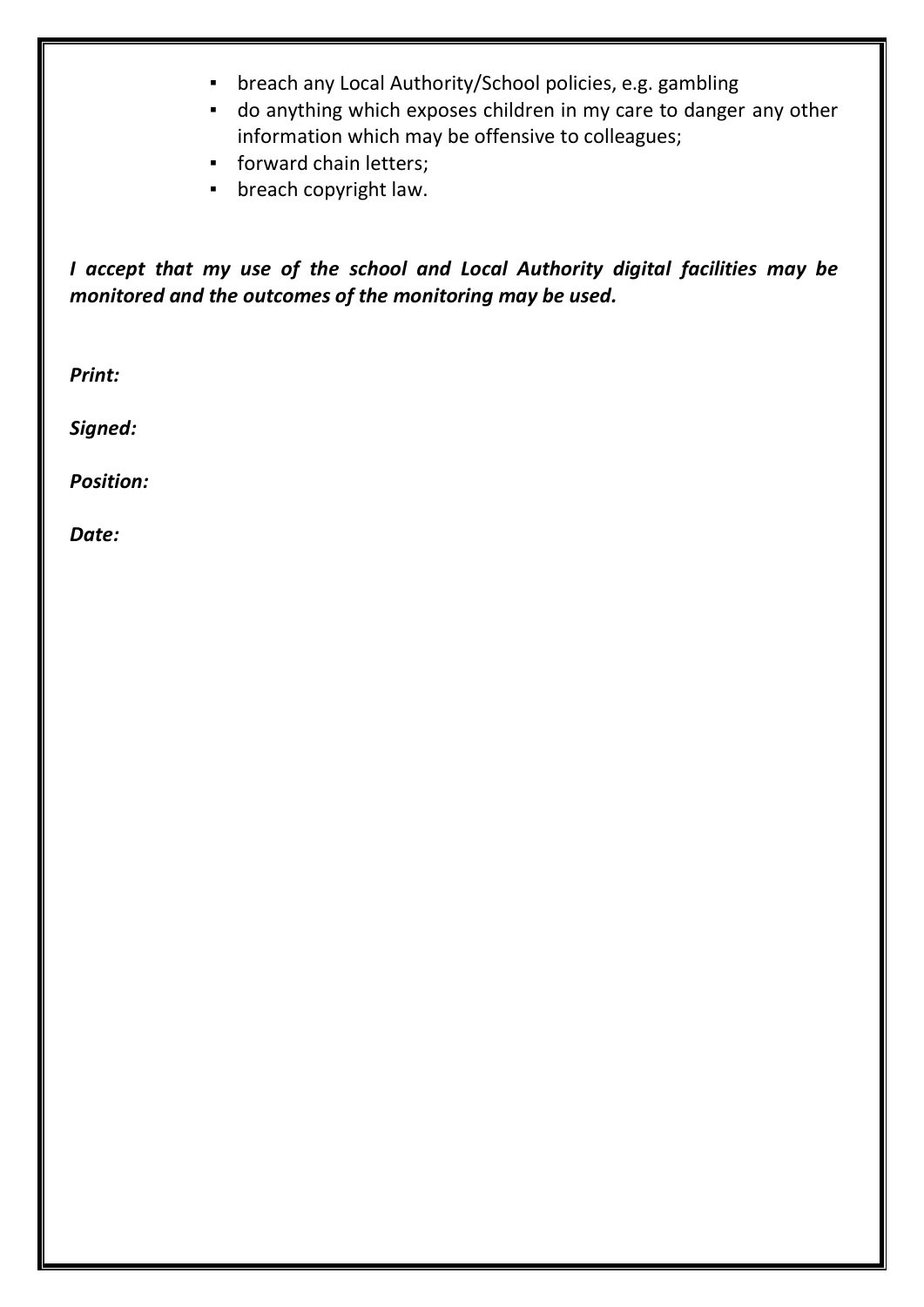- breach any Local Authority/School policies, e.g. gambling
- do anything which exposes children in my care to danger any other information which may be offensive to colleagues;
- forward chain letters;
- breach copyright law.

***I accept that my use of the school and Local Authority digital facilities may be monitored and the outcomes of the monitoring may be used.***

***Print:***

***Signed:***

***Position:***

***Date:***